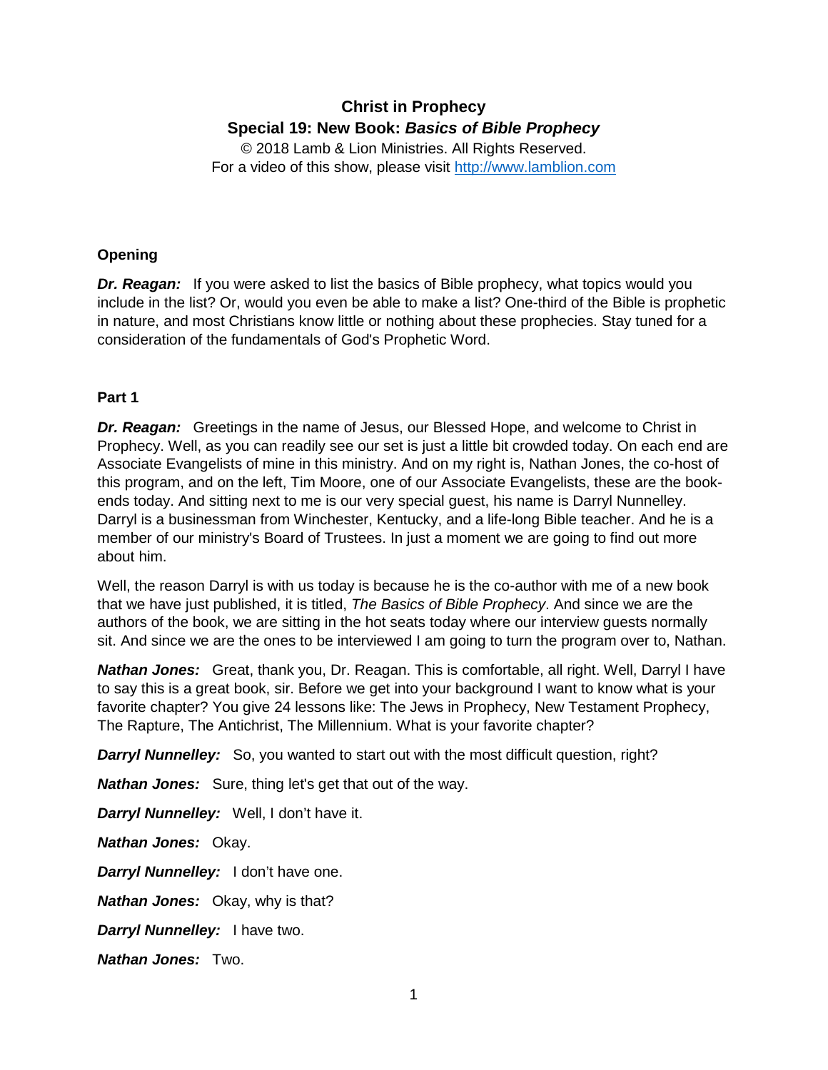**Christ in Prophecy**
**Special 19: New Book: *Basics of Bible Prophecy***
© 2018 Lamb & Lion Ministries. All Rights Reserved.
For a video of this show, please visit http://www.lamblion.com

## Opening

***Dr. Reagan:*** If you were asked to list the basics of Bible prophecy, what topics would you include in the list? Or, would you even be able to make a list? One-third of the Bible is prophetic in nature, and most Christians know little or nothing about these prophecies. Stay tuned for a consideration of the fundamentals of God's Prophetic Word.

## Part 1

***Dr. Reagan:*** Greetings in the name of Jesus, our Blessed Hope, and welcome to Christ in Prophecy. Well, as you can readily see our set is just a little bit crowded today. On each end are Associate Evangelists of mine in this ministry. And on my right is, Nathan Jones, the co-host of this program, and on the left, Tim Moore, one of our Associate Evangelists, these are the book-ends today. And sitting next to me is our very special guest, his name is Darryl Nunnelley. Darryl is a businessman from Winchester, Kentucky, and a life-long Bible teacher. And he is a member of our ministry's Board of Trustees. In just a moment we are going to find out more about him.

Well, the reason Darryl is with us today is because he is the co-author with me of a new book that we have just published, it is titled, *The Basics of Bible Prophecy*. And since we are the authors of the book, we are sitting in the hot seats today where our interview guests normally sit. And since we are the ones to be interviewed I am going to turn the program over to, Nathan.

***Nathan Jones:*** Great, thank you, Dr. Reagan. This is comfortable, all right. Well, Darryl I have to say this is a great book, sir. Before we get into your background I want to know what is your favorite chapter? You give 24 lessons like: The Jews in Prophecy, New Testament Prophecy, The Rapture, The Antichrist, The Millennium. What is your favorite chapter?

***Darryl Nunnelley:*** So, you wanted to start out with the most difficult question, right?

***Nathan Jones:*** Sure, thing let's get that out of the way.

***Darryl Nunnelley:*** Well, I don't have it.

***Nathan Jones:*** Okay.

***Darryl Nunnelley:*** I don't have one.

***Nathan Jones:*** Okay, why is that?

***Darryl Nunnelley:*** I have two.

***Nathan Jones:*** Two.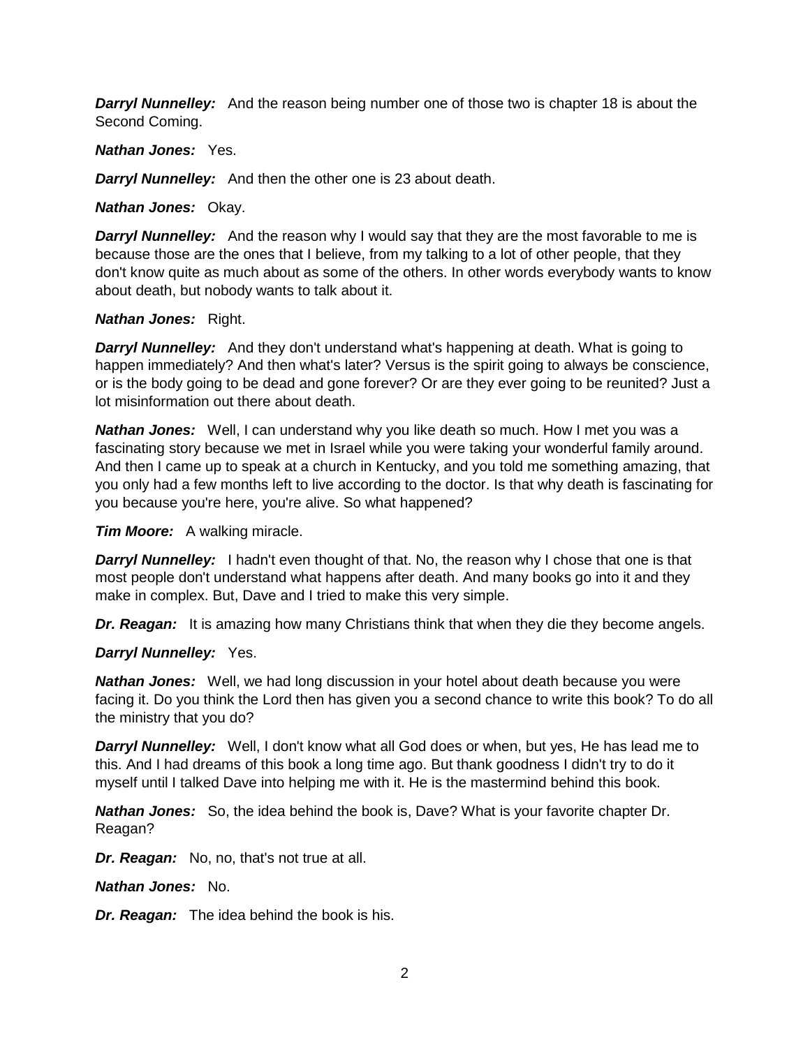***Darryl Nunnelley:*** And the reason being number one of those two is chapter 18 is about the Second Coming.

***Nathan Jones:*** Yes.

***Darryl Nunnelley:*** And then the other one is 23 about death.

***Nathan Jones:*** Okay.

***Darryl Nunnelley:*** And the reason why I would say that they are the most favorable to me is because those are the ones that I believe, from my talking to a lot of other people, that they don't know quite as much about as some of the others. In other words everybody wants to know about death, but nobody wants to talk about it.

***Nathan Jones:*** Right.

***Darryl Nunnelley:*** And they don't understand what's happening at death. What is going to happen immediately? And then what's later? Versus is the spirit going to always be conscience, or is the body going to be dead and gone forever? Or are they ever going to be reunited? Just a lot misinformation out there about death.

***Nathan Jones:*** Well, I can understand why you like death so much. How I met you was a fascinating story because we met in Israel while you were taking your wonderful family around. And then I came up to speak at a church in Kentucky, and you told me something amazing, that you only had a few months left to live according to the doctor. Is that why death is fascinating for you because you're here, you're alive. So what happened?

***Tim Moore:*** A walking miracle.

***Darryl Nunnelley:*** I hadn't even thought of that. No, the reason why I chose that one is that most people don't understand what happens after death. And many books go into it and they make in complex. But, Dave and I tried to make this very simple.

***Dr. Reagan:*** It is amazing how many Christians think that when they die they become angels.

***Darryl Nunnelley:*** Yes.

***Nathan Jones:*** Well, we had long discussion in your hotel about death because you were facing it. Do you think the Lord then has given you a second chance to write this book? To do all the ministry that you do?

***Darryl Nunnelley:*** Well, I don't know what all God does or when, but yes, He has lead me to this. And I had dreams of this book a long time ago. But thank goodness I didn't try to do it myself until I talked Dave into helping me with it. He is the mastermind behind this book.

***Nathan Jones:*** So, the idea behind the book is, Dave? What is your favorite chapter Dr. Reagan?

***Dr. Reagan:*** No, no, that's not true at all.

***Nathan Jones:*** No.

***Dr. Reagan:*** The idea behind the book is his.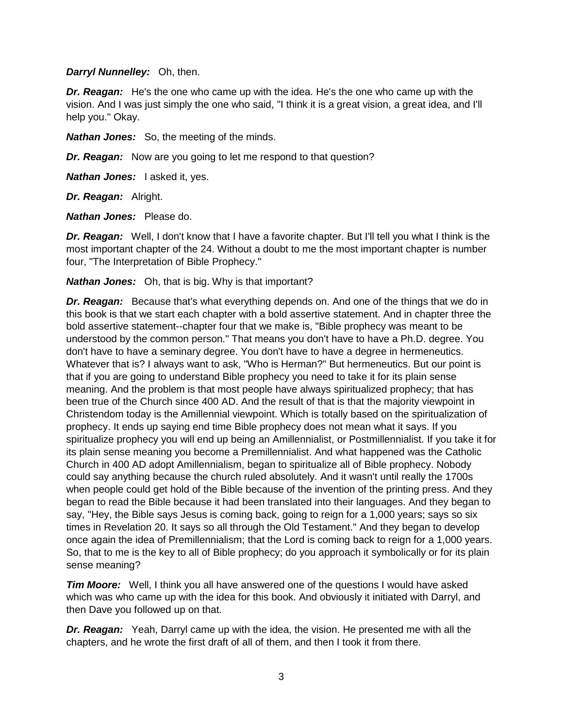***Darryl Nunnelley:*** Oh, then.

***Dr. Reagan:*** He's the one who came up with the idea. He's the one who came up with the vision. And I was just simply the one who said, "I think it is a great vision, a great idea, and I'll help you." Okay.

***Nathan Jones:*** So, the meeting of the minds.

***Dr. Reagan:*** Now are you going to let me respond to that question?

***Nathan Jones:*** I asked it, yes.

***Dr. Reagan:*** Alright.

***Nathan Jones:*** Please do.

***Dr. Reagan:*** Well, I don't know that I have a favorite chapter. But I'll tell you what I think is the most important chapter of the 24. Without a doubt to me the most important chapter is number four, "The Interpretation of Bible Prophecy."

***Nathan Jones:*** Oh, that is big. Why is that important?

***Dr. Reagan:*** Because that's what everything depends on. And one of the things that we do in this book is that we start each chapter with a bold assertive statement. And in chapter three the bold assertive statement--chapter four that we make is, "Bible prophecy was meant to be understood by the common person." That means you don't have to have a Ph.D. degree. You don't have to have a seminary degree. You don't have to have a degree in hermeneutics. Whatever that is? I always want to ask, "Who is Herman?" But hermeneutics. But our point is that if you are going to understand Bible prophecy you need to take it for its plain sense meaning. And the problem is that most people have always spiritualized prophecy; that has been true of the Church since 400 AD. And the result of that is that the majority viewpoint in Christendom today is the Amillennial viewpoint. Which is totally based on the spiritualization of prophecy. It ends up saying end time Bible prophecy does not mean what it says. If you spiritualize prophecy you will end up being an Amillennialist, or Postmillennialist. If you take it for its plain sense meaning you become a Premillennialist. And what happened was the Catholic Church in 400 AD adopt Amillennialism, began to spiritualize all of Bible prophecy. Nobody could say anything because the church ruled absolutely. And it wasn't until really the 1700s when people could get hold of the Bible because of the invention of the printing press. And they began to read the Bible because it had been translated into their languages. And they began to say, "Hey, the Bible says Jesus is coming back, going to reign for a 1,000 years; says so six times in Revelation 20. It says so all through the Old Testament." And they began to develop once again the idea of Premillennialism; that the Lord is coming back to reign for a 1,000 years. So, that to me is the key to all of Bible prophecy; do you approach it symbolically or for its plain sense meaning?

***Tim Moore:*** Well, I think you all have answered one of the questions I would have asked which was who came up with the idea for this book. And obviously it initiated with Darryl, and then Dave you followed up on that.

***Dr. Reagan:*** Yeah, Darryl came up with the idea, the vision. He presented me with all the chapters, and he wrote the first draft of all of them, and then I took it from there.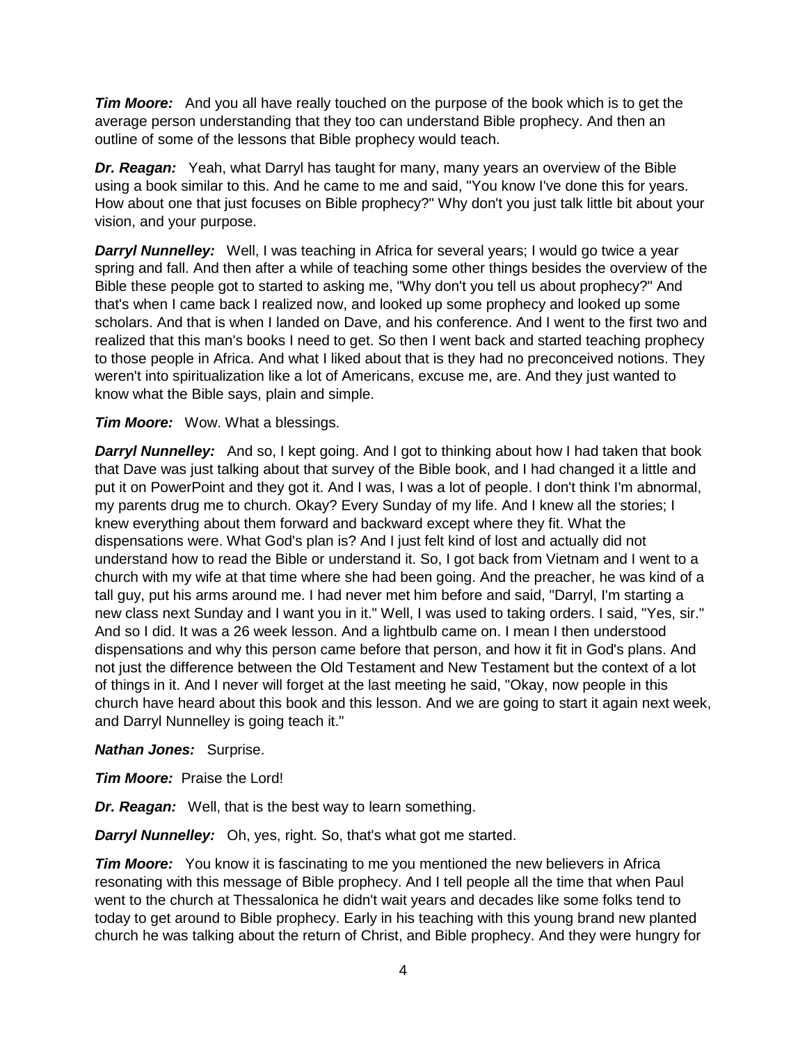***Tim Moore:*** And you all have really touched on the purpose of the book which is to get the average person understanding that they too can understand Bible prophecy. And then an outline of some of the lessons that Bible prophecy would teach.

***Dr. Reagan:*** Yeah, what Darryl has taught for many, many years an overview of the Bible using a book similar to this. And he came to me and said, "You know I've done this for years. How about one that just focuses on Bible prophecy?" Why don't you just talk little bit about your vision, and your purpose.

***Darryl Nunnelley:*** Well, I was teaching in Africa for several years; I would go twice a year spring and fall. And then after a while of teaching some other things besides the overview of the Bible these people got to started to asking me, "Why don't you tell us about prophecy?" And that's when I came back I realized now, and looked up some prophecy and looked up some scholars. And that is when I landed on Dave, and his conference. And I went to the first two and realized that this man's books I need to get. So then I went back and started teaching prophecy to those people in Africa. And what I liked about that is they had no preconceived notions. They weren't into spiritualization like a lot of Americans, excuse me, are. And they just wanted to know what the Bible says, plain and simple.

***Tim Moore:*** Wow. What a blessings.

***Darryl Nunnelley:*** And so, I kept going. And I got to thinking about how I had taken that book that Dave was just talking about that survey of the Bible book, and I had changed it a little and put it on PowerPoint and they got it. And I was, I was a lot of people. I don't think I'm abnormal, my parents drug me to church. Okay? Every Sunday of my life. And I knew all the stories; I knew everything about them forward and backward except where they fit. What the dispensations were. What God's plan is? And I just felt kind of lost and actually did not understand how to read the Bible or understand it. So, I got back from Vietnam and I went to a church with my wife at that time where she had been going. And the preacher, he was kind of a tall guy, put his arms around me. I had never met him before and said, "Darryl, I'm starting a new class next Sunday and I want you in it." Well, I was used to taking orders. I said, "Yes, sir." And so I did. It was a 26 week lesson. And a lightbulb came on. I mean I then understood dispensations and why this person came before that person, and how it fit in God's plans. And not just the difference between the Old Testament and New Testament but the context of a lot of things in it. And I never will forget at the last meeting he said, "Okay, now people in this church have heard about this book and this lesson. And we are going to start it again next week, and Darryl Nunnelley is going teach it."

***Nathan Jones:*** Surprise.

***Tim Moore:*** Praise the Lord!

***Dr. Reagan:*** Well, that is the best way to learn something.

***Darryl Nunnelley:*** Oh, yes, right. So, that's what got me started.

***Tim Moore:*** You know it is fascinating to me you mentioned the new believers in Africa resonating with this message of Bible prophecy. And I tell people all the time that when Paul went to the church at Thessalonica he didn't wait years and decades like some folks tend to today to get around to Bible prophecy. Early in his teaching with this young brand new planted church he was talking about the return of Christ, and Bible prophecy. And they were hungry for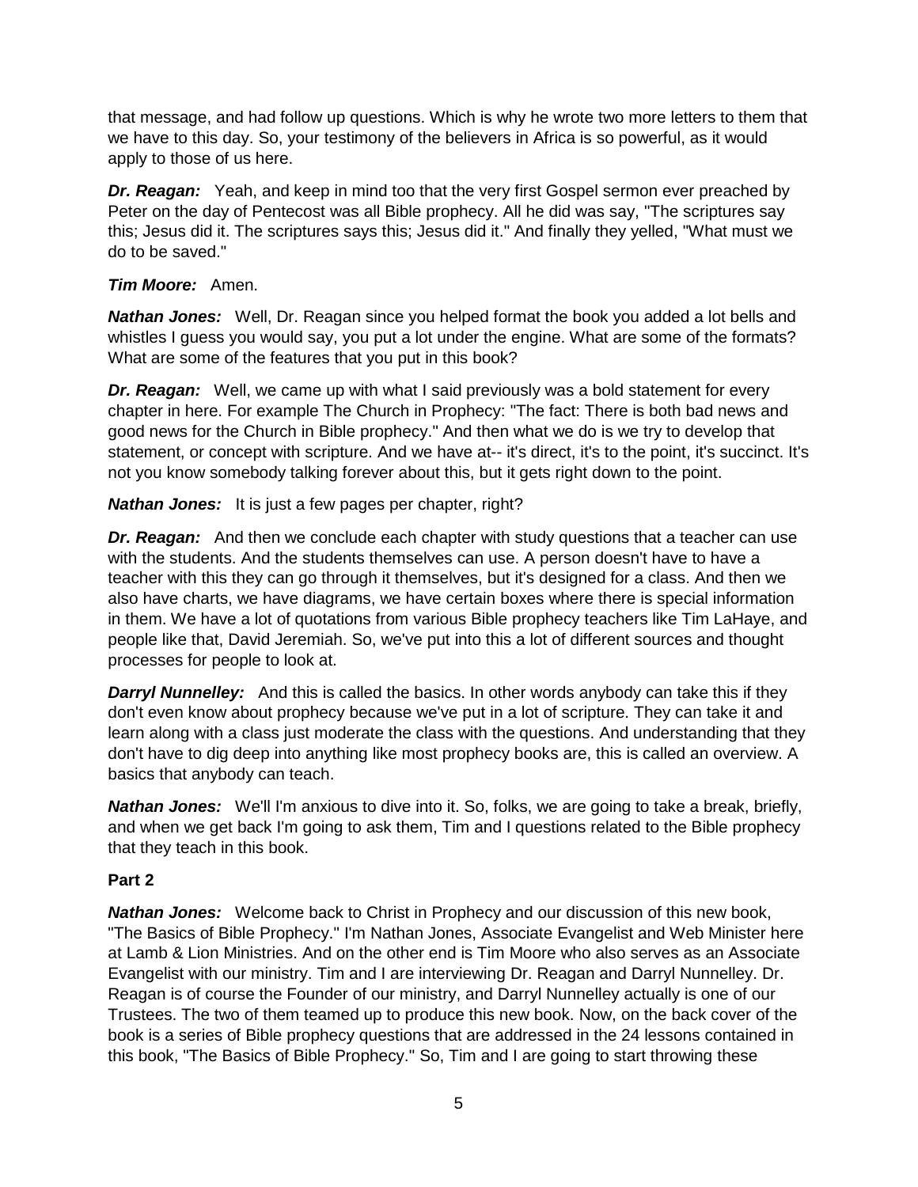that message, and had follow up questions. Which is why he wrote two more letters to them that we have to this day. So, your testimony of the believers in Africa is so powerful, as it would apply to those of us here.

***Dr. Reagan:*** Yeah, and keep in mind too that the very first Gospel sermon ever preached by Peter on the day of Pentecost was all Bible prophecy. All he did was say, "The scriptures say this; Jesus did it. The scriptures says this; Jesus did it." And finally they yelled, "What must we do to be saved."

***Tim Moore:*** Amen.

***Nathan Jones:*** Well, Dr. Reagan since you helped format the book you added a lot bells and whistles I guess you would say, you put a lot under the engine. What are some of the formats? What are some of the features that you put in this book?

***Dr. Reagan:*** Well, we came up with what I said previously was a bold statement for every chapter in here. For example The Church in Prophecy: "The fact: There is both bad news and good news for the Church in Bible prophecy." And then what we do is we try to develop that statement, or concept with scripture. And we have at-- it's direct, it's to the point, it's succinct. It's not you know somebody talking forever about this, but it gets right down to the point.

***Nathan Jones:*** It is just a few pages per chapter, right?

***Dr. Reagan:*** And then we conclude each chapter with study questions that a teacher can use with the students. And the students themselves can use. A person doesn't have to have a teacher with this they can go through it themselves, but it's designed for a class. And then we also have charts, we have diagrams, we have certain boxes where there is special information in them. We have a lot of quotations from various Bible prophecy teachers like Tim LaHaye, and people like that, David Jeremiah. So, we've put into this a lot of different sources and thought processes for people to look at.

***Darryl Nunnelley:*** And this is called the basics. In other words anybody can take this if they don't even know about prophecy because we've put in a lot of scripture. They can take it and learn along with a class just moderate the class with the questions. And understanding that they don't have to dig deep into anything like most prophecy books are, this is called an overview. A basics that anybody can teach.

***Nathan Jones:*** We'll I'm anxious to dive into it. So, folks, we are going to take a break, briefly, and when we get back I'm going to ask them, Tim and I questions related to the Bible prophecy that they teach in this book.

**Part 2**

***Nathan Jones:*** Welcome back to Christ in Prophecy and our discussion of this new book, "The Basics of Bible Prophecy." I'm Nathan Jones, Associate Evangelist and Web Minister here at Lamb & Lion Ministries. And on the other end is Tim Moore who also serves as an Associate Evangelist with our ministry. Tim and I are interviewing Dr. Reagan and Darryl Nunnelley. Dr. Reagan is of course the Founder of our ministry, and Darryl Nunnelley actually is one of our Trustees. The two of them teamed up to produce this new book. Now, on the back cover of the book is a series of Bible prophecy questions that are addressed in the 24 lessons contained in this book, "The Basics of Bible Prophecy." So, Tim and I are going to start throwing these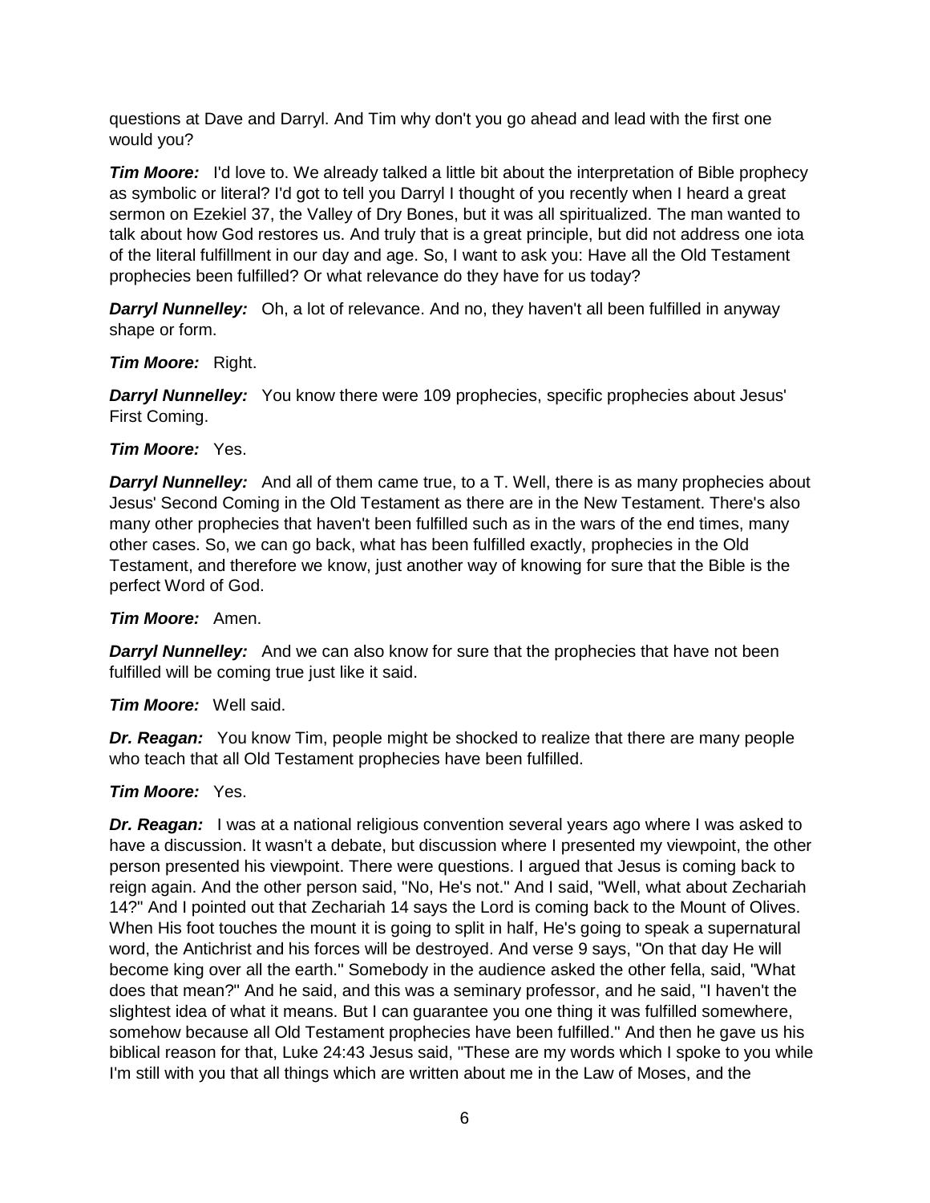questions at Dave and Darryl. And Tim why don't you go ahead and lead with the first one would you?

***Tim Moore:*** I'd love to. We already talked a little bit about the interpretation of Bible prophecy as symbolic or literal? I'd got to tell you Darryl I thought of you recently when I heard a great sermon on Ezekiel 37, the Valley of Dry Bones, but it was all spiritualized. The man wanted to talk about how God restores us. And truly that is a great principle, but did not address one iota of the literal fulfillment in our day and age. So, I want to ask you: Have all the Old Testament prophecies been fulfilled? Or what relevance do they have for us today?

***Darryl Nunnelley:*** Oh, a lot of relevance. And no, they haven't all been fulfilled in anyway shape or form.

***Tim Moore:*** Right.

***Darryl Nunnelley:*** You know there were 109 prophecies, specific prophecies about Jesus' First Coming.

***Tim Moore:*** Yes.

***Darryl Nunnelley:*** And all of them came true, to a T. Well, there is as many prophecies about Jesus' Second Coming in the Old Testament as there are in the New Testament. There's also many other prophecies that haven't been fulfilled such as in the wars of the end times, many other cases. So, we can go back, what has been fulfilled exactly, prophecies in the Old Testament, and therefore we know, just another way of knowing for sure that the Bible is the perfect Word of God.

***Tim Moore:*** Amen.

***Darryl Nunnelley:*** And we can also know for sure that the prophecies that have not been fulfilled will be coming true just like it said.

***Tim Moore:*** Well said.

***Dr. Reagan:*** You know Tim, people might be shocked to realize that there are many people who teach that all Old Testament prophecies have been fulfilled.

***Tim Moore:*** Yes.

***Dr. Reagan:*** I was at a national religious convention several years ago where I was asked to have a discussion. It wasn't a debate, but discussion where I presented my viewpoint, the other person presented his viewpoint. There were questions. I argued that Jesus is coming back to reign again. And the other person said, "No, He's not." And I said, "Well, what about Zechariah 14?" And I pointed out that Zechariah 14 says the Lord is coming back to the Mount of Olives. When His foot touches the mount it is going to split in half, He's going to speak a supernatural word, the Antichrist and his forces will be destroyed. And verse 9 says, "On that day He will become king over all the earth." Somebody in the audience asked the other fella, said, "What does that mean?" And he said, and this was a seminary professor, and he said, "I haven't the slightest idea of what it means. But I can guarantee you one thing it was fulfilled somewhere, somehow because all Old Testament prophecies have been fulfilled." And then he gave us his biblical reason for that, Luke 24:43 Jesus said, "These are my words which I spoke to you while I'm still with you that all things which are written about me in the Law of Moses, and the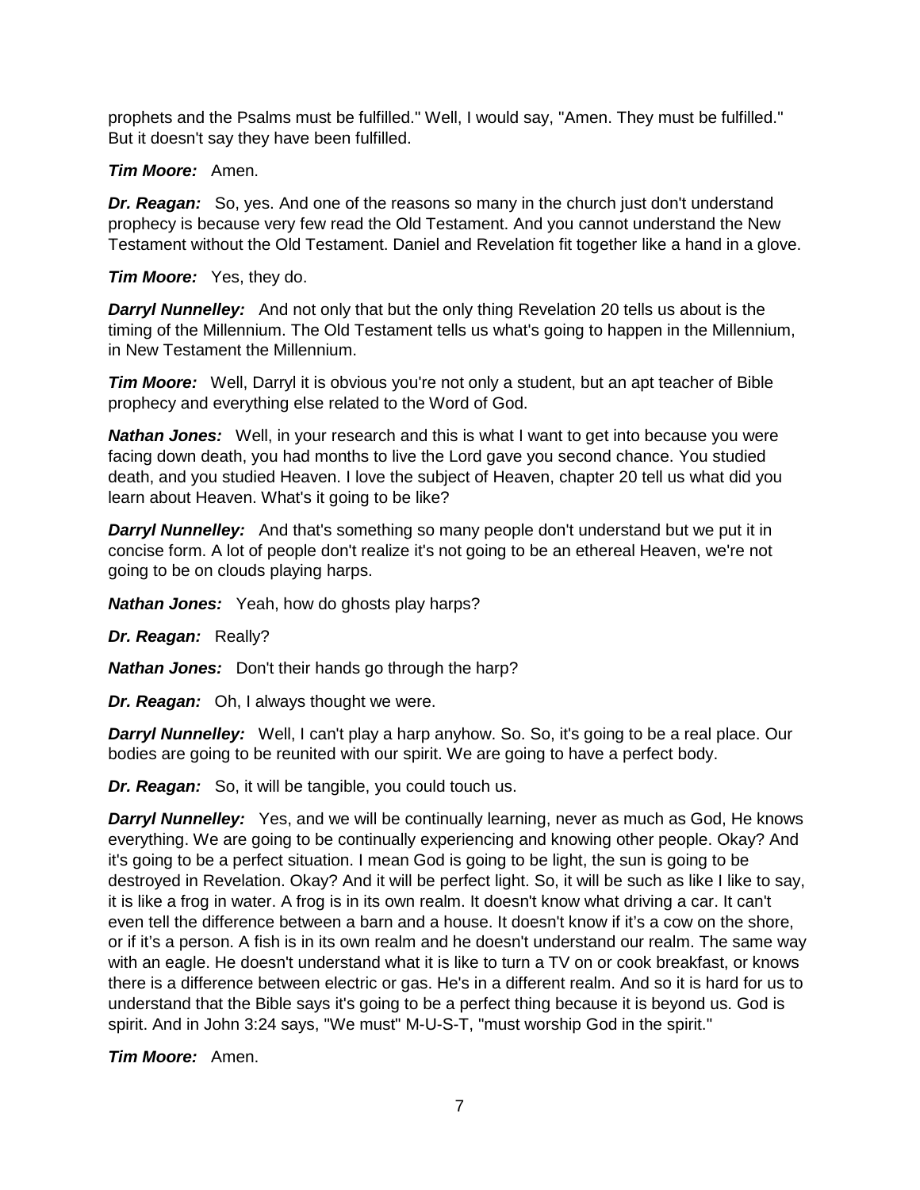prophets and the Psalms must be fulfilled." Well, I would say, "Amen. They must be fulfilled." But it doesn't say they have been fulfilled.

***Tim Moore:*** Amen.

***Dr. Reagan:*** So, yes. And one of the reasons so many in the church just don't understand prophecy is because very few read the Old Testament. And you cannot understand the New Testament without the Old Testament. Daniel and Revelation fit together like a hand in a glove.

***Tim Moore:*** Yes, they do.

***Darryl Nunnelley:*** And not only that but the only thing Revelation 20 tells us about is the timing of the Millennium. The Old Testament tells us what's going to happen in the Millennium, in New Testament the Millennium.

***Tim Moore:*** Well, Darryl it is obvious you're not only a student, but an apt teacher of Bible prophecy and everything else related to the Word of God.

***Nathan Jones:*** Well, in your research and this is what I want to get into because you were facing down death, you had months to live the Lord gave you second chance. You studied death, and you studied Heaven. I love the subject of Heaven, chapter 20 tell us what did you learn about Heaven. What's it going to be like?

***Darryl Nunnelley:*** And that's something so many people don't understand but we put it in concise form. A lot of people don't realize it's not going to be an ethereal Heaven, we're not going to be on clouds playing harps.

***Nathan Jones:*** Yeah, how do ghosts play harps?

***Dr. Reagan:*** Really?

***Nathan Jones:*** Don't their hands go through the harp?

***Dr. Reagan:*** Oh, I always thought we were.

***Darryl Nunnelley:*** Well, I can't play a harp anyhow. So. So, it's going to be a real place. Our bodies are going to be reunited with our spirit. We are going to have a perfect body.

***Dr. Reagan:*** So, it will be tangible, you could touch us.

***Darryl Nunnelley:*** Yes, and we will be continually learning, never as much as God, He knows everything. We are going to be continually experiencing and knowing other people. Okay? And it's going to be a perfect situation. I mean God is going to be light, the sun is going to be destroyed in Revelation. Okay? And it will be perfect light. So, it will be such as like I like to say, it is like a frog in water. A frog is in its own realm. It doesn't know what driving a car. It can't even tell the difference between a barn and a house. It doesn't know if it's a cow on the shore, or if it's a person. A fish is in its own realm and he doesn't understand our realm. The same way with an eagle. He doesn't understand what it is like to turn a TV on or cook breakfast, or knows there is a difference between electric or gas. He's in a different realm. And so it is hard for us to understand that the Bible says it's going to be a perfect thing because it is beyond us. God is spirit. And in John 3:24 says, "We must" M-U-S-T, "must worship God in the spirit."

***Tim Moore:*** Amen.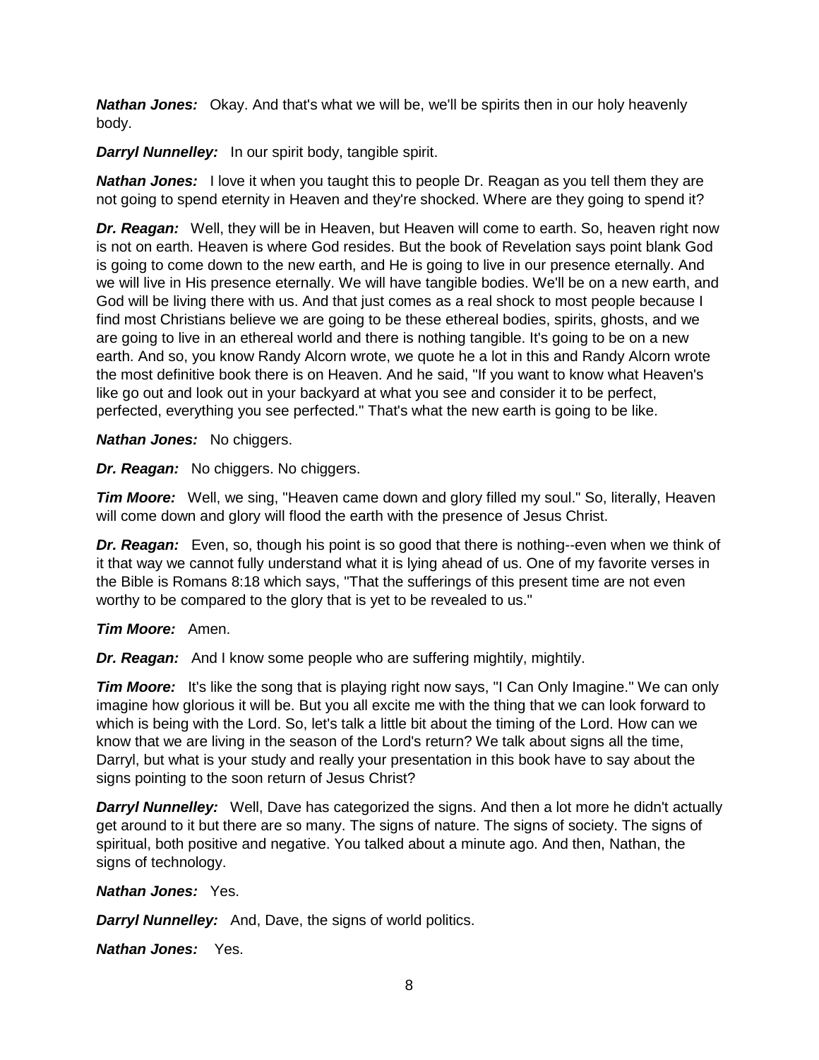***Nathan Jones:*** Okay. And that's what we will be, we'll be spirits then in our holy heavenly body.

***Darryl Nunnelley:*** In our spirit body, tangible spirit.

***Nathan Jones:*** I love it when you taught this to people Dr. Reagan as you tell them they are not going to spend eternity in Heaven and they're shocked. Where are they going to spend it?

***Dr. Reagan:*** Well, they will be in Heaven, but Heaven will come to earth. So, heaven right now is not on earth. Heaven is where God resides. But the book of Revelation says point blank God is going to come down to the new earth, and He is going to live in our presence eternally. And we will live in His presence eternally. We will have tangible bodies. We'll be on a new earth, and God will be living there with us. And that just comes as a real shock to most people because I find most Christians believe we are going to be these ethereal bodies, spirits, ghosts, and we are going to live in an ethereal world and there is nothing tangible. It's going to be on a new earth. And so, you know Randy Alcorn wrote, we quote he a lot in this and Randy Alcorn wrote the most definitive book there is on Heaven. And he said, "If you want to know what Heaven's like go out and look out in your backyard at what you see and consider it to be perfect, perfected, everything you see perfected." That's what the new earth is going to be like.

***Nathan Jones:*** No chiggers.

***Dr. Reagan:*** No chiggers. No chiggers.

***Tim Moore:*** Well, we sing, "Heaven came down and glory filled my soul." So, literally, Heaven will come down and glory will flood the earth with the presence of Jesus Christ.

***Dr. Reagan:*** Even, so, though his point is so good that there is nothing--even when we think of it that way we cannot fully understand what it is lying ahead of us. One of my favorite verses in the Bible is Romans 8:18 which says, "That the sufferings of this present time are not even worthy to be compared to the glory that is yet to be revealed to us."

***Tim Moore:*** Amen.

***Dr. Reagan:*** And I know some people who are suffering mightily, mightily.

***Tim Moore:*** It's like the song that is playing right now says, "I Can Only Imagine." We can only imagine how glorious it will be. But you all excite me with the thing that we can look forward to which is being with the Lord. So, let's talk a little bit about the timing of the Lord. How can we know that we are living in the season of the Lord's return? We talk about signs all the time, Darryl, but what is your study and really your presentation in this book have to say about the signs pointing to the soon return of Jesus Christ?

***Darryl Nunnelley:*** Well, Dave has categorized the signs. And then a lot more he didn't actually get around to it but there are so many. The signs of nature. The signs of society. The signs of spiritual, both positive and negative. You talked about a minute ago. And then, Nathan, the signs of technology.

***Nathan Jones:*** Yes.

***Darryl Nunnelley:*** And, Dave, the signs of world politics.

***Nathan Jones:*** Yes.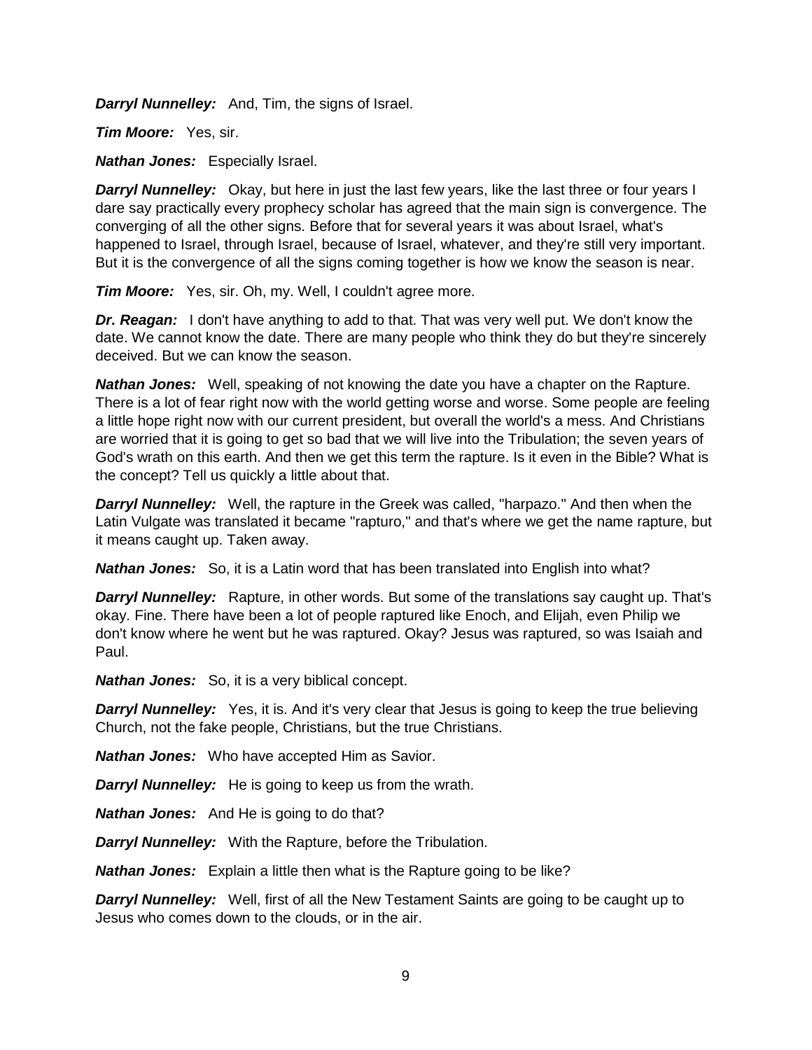***Darryl Nunnelley:*** And, Tim, the signs of Israel.

***Tim Moore:*** Yes, sir.

***Nathan Jones:*** Especially Israel.

***Darryl Nunnelley:*** Okay, but here in just the last few years, like the last three or four years I dare say practically every prophecy scholar has agreed that the main sign is convergence. The converging of all the other signs. Before that for several years it was about Israel, what's happened to Israel, through Israel, because of Israel, whatever, and they're still very important. But it is the convergence of all the signs coming together is how we know the season is near.

***Tim Moore:*** Yes, sir. Oh, my. Well, I couldn't agree more.

***Dr. Reagan:*** I don't have anything to add to that. That was very well put. We don't know the date. We cannot know the date. There are many people who think they do but they're sincerely deceived. But we can know the season.

***Nathan Jones:*** Well, speaking of not knowing the date you have a chapter on the Rapture. There is a lot of fear right now with the world getting worse and worse. Some people are feeling a little hope right now with our current president, but overall the world's a mess. And Christians are worried that it is going to get so bad that we will live into the Tribulation; the seven years of God's wrath on this earth. And then we get this term the rapture. Is it even in the Bible? What is the concept? Tell us quickly a little about that.

***Darryl Nunnelley:*** Well, the rapture in the Greek was called, "harpazo." And then when the Latin Vulgate was translated it became "rapturo," and that's where we get the name rapture, but it means caught up. Taken away.

***Nathan Jones:*** So, it is a Latin word that has been translated into English into what?

***Darryl Nunnelley:*** Rapture, in other words. But some of the translations say caught up. That's okay. Fine. There have been a lot of people raptured like Enoch, and Elijah, even Philip we don't know where he went but he was raptured. Okay? Jesus was raptured, so was Isaiah and Paul.

***Nathan Jones:*** So, it is a very biblical concept.

***Darryl Nunnelley:*** Yes, it is. And it's very clear that Jesus is going to keep the true believing Church, not the fake people, Christians, but the true Christians.

***Nathan Jones:*** Who have accepted Him as Savior.

***Darryl Nunnelley:*** He is going to keep us from the wrath.

***Nathan Jones:*** And He is going to do that?

***Darryl Nunnelley:*** With the Rapture, before the Tribulation.

***Nathan Jones:*** Explain a little then what is the Rapture going to be like?

***Darryl Nunnelley:*** Well, first of all the New Testament Saints are going to be caught up to Jesus who comes down to the clouds, or in the air.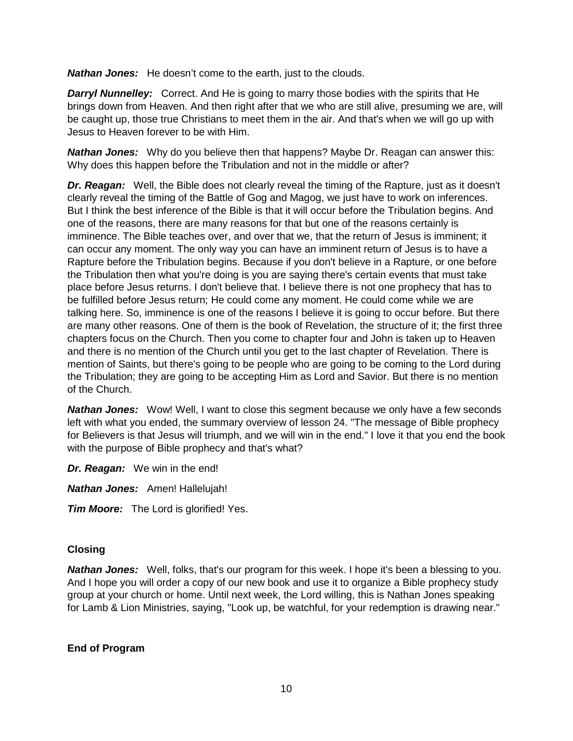***Nathan Jones:*** He doesn't come to the earth, just to the clouds.

***Darryl Nunnelley:*** Correct. And He is going to marry those bodies with the spirits that He brings down from Heaven. And then right after that we who are still alive, presuming we are, will be caught up, those true Christians to meet them in the air. And that's when we will go up with Jesus to Heaven forever to be with Him.

***Nathan Jones:*** Why do you believe then that happens? Maybe Dr. Reagan can answer this: Why does this happen before the Tribulation and not in the middle or after?

***Dr. Reagan:*** Well, the Bible does not clearly reveal the timing of the Rapture, just as it doesn't clearly reveal the timing of the Battle of Gog and Magog, we just have to work on inferences. But I think the best inference of the Bible is that it will occur before the Tribulation begins. And one of the reasons, there are many reasons for that but one of the reasons certainly is imminence. The Bible teaches over, and over that we, that the return of Jesus is imminent; it can occur any moment. The only way you can have an imminent return of Jesus is to have a Rapture before the Tribulation begins. Because if you don't believe in a Rapture, or one before the Tribulation then what you're doing is you are saying there's certain events that must take place before Jesus returns. I don't believe that. I believe there is not one prophecy that has to be fulfilled before Jesus return; He could come any moment. He could come while we are talking here. So, imminence is one of the reasons I believe it is going to occur before. But there are many other reasons. One of them is the book of Revelation, the structure of it; the first three chapters focus on the Church. Then you come to chapter four and John is taken up to Heaven and there is no mention of the Church until you get to the last chapter of Revelation. There is mention of Saints, but there's going to be people who are going to be coming to the Lord during the Tribulation; they are going to be accepting Him as Lord and Savior. But there is no mention of the Church.

***Nathan Jones:*** Wow! Well, I want to close this segment because we only have a few seconds left with what you ended, the summary overview of lesson 24. "The message of Bible prophecy for Believers is that Jesus will triumph, and we will win in the end." I love it that you end the book with the purpose of Bible prophecy and that's what?

***Dr. Reagan:*** We win in the end!

***Nathan Jones:*** Amen! Hallelujah!

***Tim Moore:*** The Lord is glorified! Yes.

**Closing**

***Nathan Jones:*** Well, folks, that's our program for this week. I hope it's been a blessing to you. And I hope you will order a copy of our new book and use it to organize a Bible prophecy study group at your church or home. Until next week, the Lord willing, this is Nathan Jones speaking for Lamb & Lion Ministries, saying, "Look up, be watchful, for your redemption is drawing near."

**End of Program**